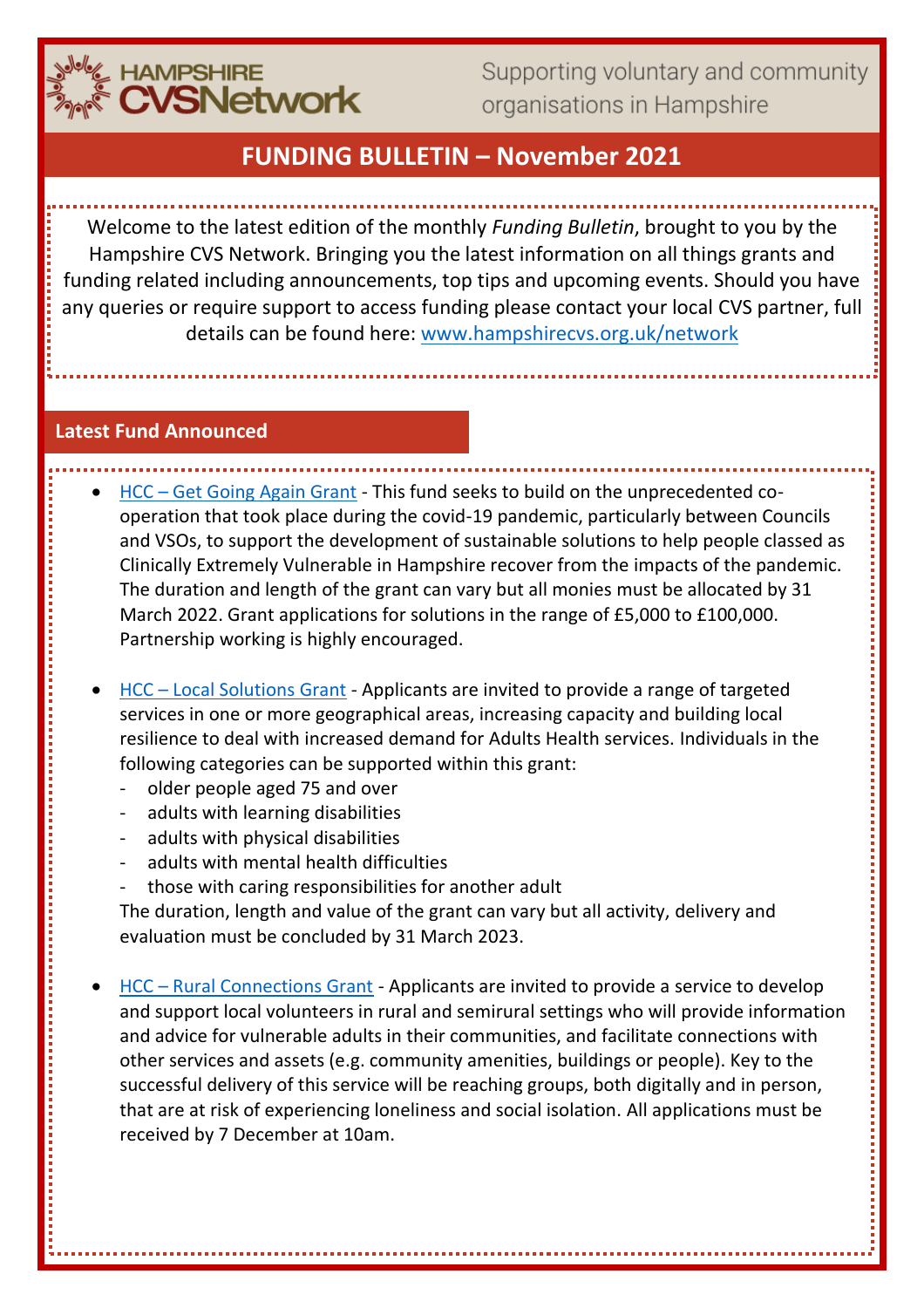HAMPSHIRE CVSNetwork

Supporting voluntary and community organisations in Hampshire

# FUNDING BULLETIN – November 2021

Welcome to the latest edition of the monthly *Funding Bulletin*, brought to you by the Hampshire CVS Network. Bringing you the latest information on all things grants and funding related including announcements, top tips and upcoming events. Should you have any queries or require support to access funding please contact your local CVS partner, full details can be found here: www.hampshirecvs.org.uk/network

## Latest Fund Announced

- HCC – Get Going Again Grant - This fund seeks to build on the unprecedented co-operation that took place during the covid-19 pandemic, particularly between Councils and VSOs, to support the development of sustainable solutions to help people classed as Clinically Extremely Vulnerable in Hampshire recover from the impacts of the pandemic. The duration and length of the grant can vary but all monies must be allocated by 31 March 2022. Grant applications for solutions in the range of £5,000 to £100,000. Partnership working is highly encouraged.

- HCC – Local Solutions Grant - Applicants are invited to provide a range of targeted services in one or more geographical areas, increasing capacity and building local resilience to deal with increased demand for Adults Health services. Individuals in the following categories can be supported within this grant:
  - older people aged 75 and over
  - adults with learning disabilities
  - adults with physical disabilities
  - adults with mental health difficulties
  - those with caring responsibilities for another adult

  The duration, length and value of the grant can vary but all activity, delivery and evaluation must be concluded by 31 March 2023.

- HCC – Rural Connections Grant - Applicants are invited to provide a service to develop and support local volunteers in rural and semirural settings who will provide information and advice for vulnerable adults in their communities, and facilitate connections with other services and assets (e.g. community amenities, buildings or people). Key to the successful delivery of this service will be reaching groups, both digitally and in person, that are at risk of experiencing loneliness and social isolation. All applications must be received by 7 December at 10am.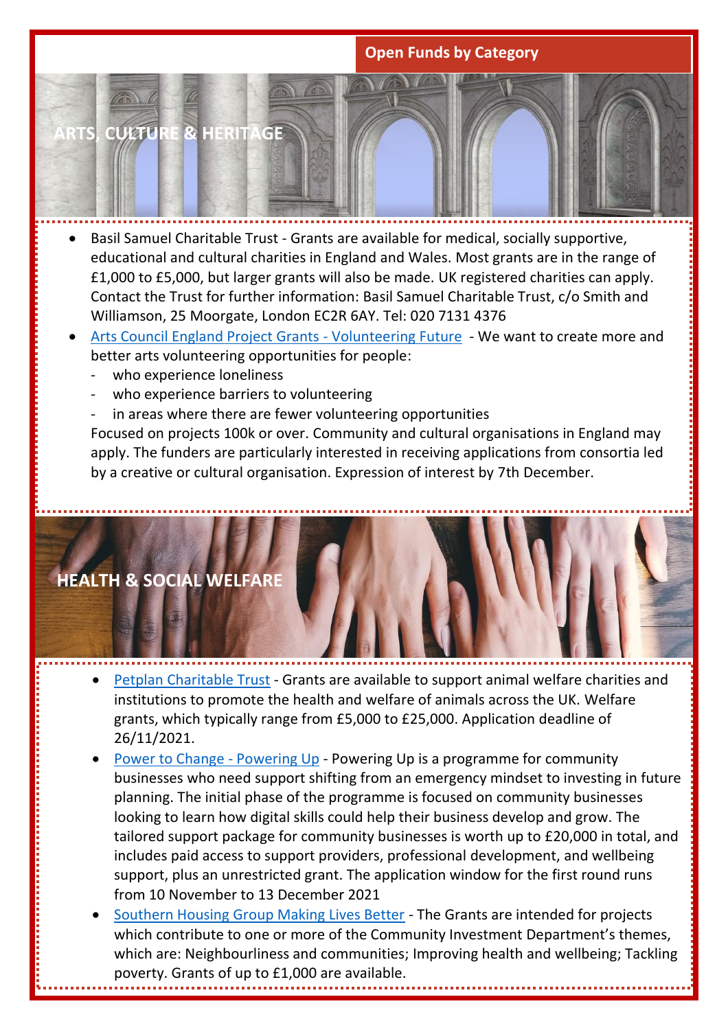## Open Funds by Category

### ARTS, CULTURE & HERITAGE

- Basil Samuel Charitable Trust - Grants are available for medical, socially supportive, educational and cultural charities in England and Wales. Most grants are in the range of £1,000 to £5,000, but larger grants will also be made. UK registered charities can apply. Contact the Trust for further information: Basil Samuel Charitable Trust, c/o Smith and Williamson, 25 Moorgate, London EC2R 6AY. Tel: 020 7131 4376
- Arts Council England Project Grants - Volunteering Future - We want to create more and better arts volunteering opportunities for people:
  - who experience loneliness
  - who experience barriers to volunteering
  - in areas where there are fewer volunteering opportunities

  Focused on projects 100k or over. Community and cultural organisations in England may apply. The funders are particularly interested in receiving applications from consortia led by a creative or cultural organisation. Expression of interest by 7th December.

### HEALTH & SOCIAL WELFARE

- Petplan Charitable Trust - Grants are available to support animal welfare charities and institutions to promote the health and welfare of animals across the UK. Welfare grants, which typically range from £5,000 to £25,000. Application deadline of 26/11/2021.
- Power to Change - Powering Up - Powering Up is a programme for community businesses who need support shifting from an emergency mindset to investing in future planning. The initial phase of the programme is focused on community businesses looking to learn how digital skills could help their business develop and grow. The tailored support package for community businesses is worth up to £20,000 in total, and includes paid access to support providers, professional development, and wellbeing support, plus an unrestricted grant. The application window for the first round runs from 10 November to 13 December 2021
- Southern Housing Group Making Lives Better - The Grants are intended for projects which contribute to one or more of the Community Investment Department's themes, which are: Neighbourliness and communities; Improving health and wellbeing; Tackling poverty. Grants of up to £1,000 are available.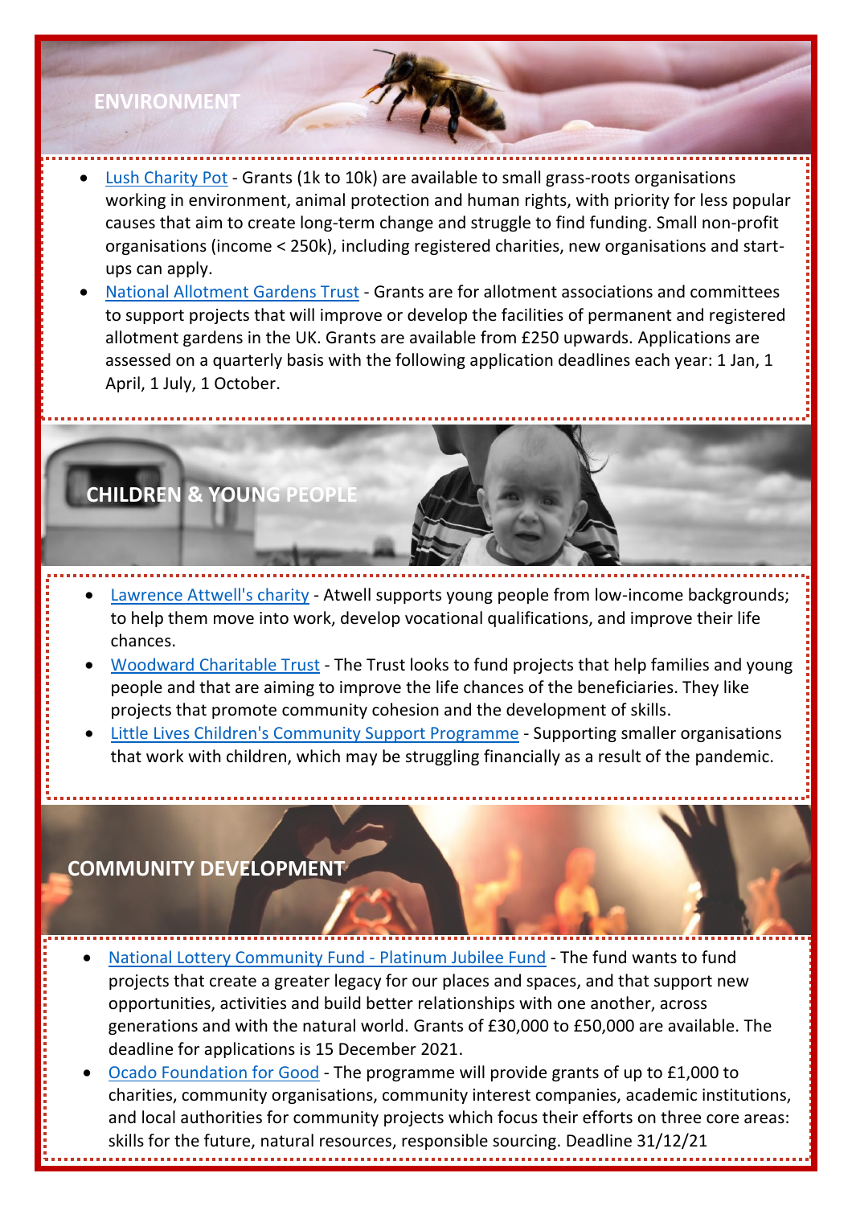## ENVIRONMENT

- Lush Charity Pot - Grants (1k to 10k) are available to small grass-roots organisations working in environment, animal protection and human rights, with priority for less popular causes that aim to create long-term change and struggle to find funding. Small non-profit organisations (income < 250k), including registered charities, new organisations and start-ups can apply.
- National Allotment Gardens Trust - Grants are for allotment associations and committees to support projects that will improve or develop the facilities of permanent and registered allotment gardens in the UK. Grants are available from £250 upwards. Applications are assessed on a quarterly basis with the following application deadlines each year: 1 Jan, 1 April, 1 July, 1 October.

## CHILDREN & YOUNG PEOPLE

- Lawrence Atwell's charity - Atwell supports young people from low-income backgrounds; to help them move into work, develop vocational qualifications, and improve their life chances.
- Woodward Charitable Trust - The Trust looks to fund projects that help families and young people and that are aiming to improve the life chances of the beneficiaries. They like projects that promote community cohesion and the development of skills.
- Little Lives Children's Community Support Programme - Supporting smaller organisations that work with children, which may be struggling financially as a result of the pandemic.

## COMMUNITY DEVELOPMENT

- National Lottery Community Fund - Platinum Jubilee Fund - The fund wants to fund projects that create a greater legacy for our places and spaces, and that support new opportunities, activities and build better relationships with one another, across generations and with the natural world. Grants of £30,000 to £50,000 are available. The deadline for applications is 15 December 2021.
- Ocado Foundation for Good - The programme will provide grants of up to £1,000 to charities, community organisations, community interest companies, academic institutions, and local authorities for community projects which focus their efforts on three core areas: skills for the future, natural resources, responsible sourcing. Deadline 31/12/21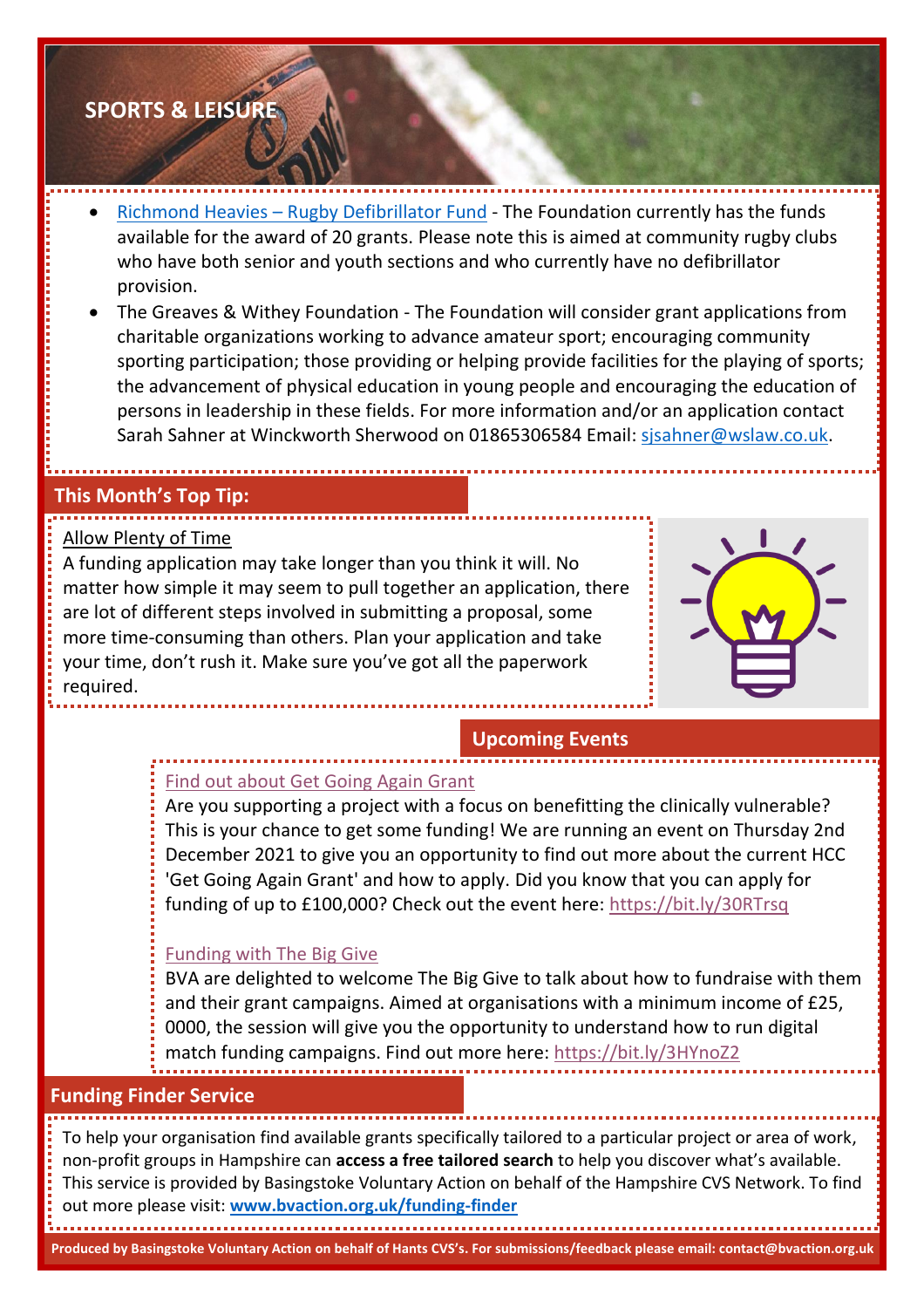## SPORTS & LEISURE

- Richmond Heavies – Rugby Defibrillator Fund - The Foundation currently has the funds available for the award of 20 grants. Please note this is aimed at community rugby clubs who have both senior and youth sections and who currently have no defibrillator provision.
- The Greaves & Withey Foundation - The Foundation will consider grant applications from charitable organizations working to advance amateur sport; encouraging community sporting participation; those providing or helping provide facilities for the playing of sports; the advancement of physical education in young people and encouraging the education of persons in leadership in these fields. For more information and/or an application contact Sarah Sahner at Winckworth Sherwood on 01865306584 Email: sjsahner@wslaw.co.uk.

## This Month's Top Tip:

Allow Plenty of Time

A funding application may take longer than you think it will. No matter how simple it may seem to pull together an application, there are lot of different steps involved in submitting a proposal, some more time-consuming than others. Plan your application and take your time, don't rush it. Make sure you've got all the paperwork required.

## Upcoming Events

Find out about Get Going Again Grant

Are you supporting a project with a focus on benefitting the clinically vulnerable? This is your chance to get some funding! We are running an event on Thursday 2nd December 2021 to give you an opportunity to find out more about the current HCC 'Get Going Again Grant' and how to apply. Did you know that you can apply for funding of up to £100,000? Check out the event here: https://bit.ly/30RTrsq

Funding with The Big Give

BVA are delighted to welcome The Big Give to talk about how to fundraise with them and their grant campaigns. Aimed at organisations with a minimum income of £25, 0000, the session will give you the opportunity to understand how to run digital match funding campaigns. Find out more here: https://bit.ly/3HYnoZ2

## Funding Finder Service

To help your organisation find available grants specifically tailored to a particular project or area of work, non-profit groups in Hampshire can **access a free tailored search** to help you discover what's available. This service is provided by Basingstoke Voluntary Action on behalf of the Hampshire CVS Network. To find out more please visit: **www.bvaction.org.uk/funding-finder**

**Produced by Basingstoke Voluntary Action on behalf of Hants CVS's. For submissions/feedback please email: contact@bvaction.org.uk**